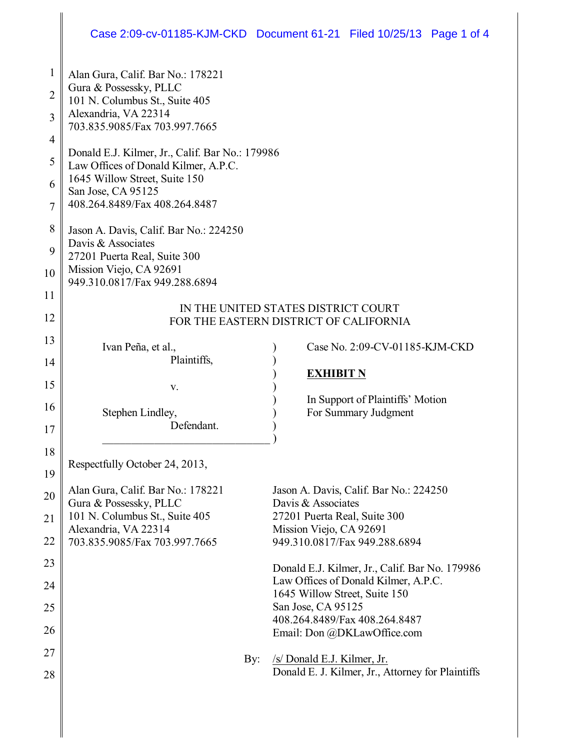Alan Gura, Calif. Bar No.: 178221
Gura & Possessky, PLLC
101 N. Columbus St., Suite 405
Alexandria, VA 22314
703.835.9085/Fax 703.997.7665

Donald E.J. Kilmer, Jr., Calif. Bar No.: 179986
Law Offices of Donald Kilmer, A.P.C.
1645 Willow Street, Suite 150
San Jose, CA 95125
408.264.8489/Fax 408.264.8487

Jason A. Davis, Calif. Bar No.: 224250
Davis & Associates
27201 Puerta Real, Suite 300
Mission Viejo, CA 92691
949.310.0817/Fax 949.288.6894

IN THE UNITED STATES DISTRICT COURT
FOR THE EASTERN DISTRICT OF CALIFORNIA

Ivan Peña, et al.,
Plaintiffs,

v.

Stephen Lindley,
Defendant.

Case No. 2:09-CV-01185-KJM-CKD

**EXHIBIT N**

In Support of Plaintiffs' Motion For Summary Judgment

Respectfully October 24, 2013,

Alan Gura, Calif. Bar No.: 178221
Gura & Possessky, PLLC
101 N. Columbus St., Suite 405
Alexandria, VA 22314
703.835.9085/Fax 703.997.7665

Jason A. Davis, Calif. Bar No.: 224250
Davis & Associates
27201 Puerta Real, Suite 300
Mission Viejo, CA 92691
949.310.0817/Fax 949.288.6894

Donald E.J. Kilmer, Jr., Calif. Bar No. 179986
Law Offices of Donald Kilmer, A.P.C.
1645 Willow Street, Suite 150
San Jose, CA 95125
408.264.8489/Fax 408.264.8487
Email: Don @DKLawOffice.com

By: /s/ Donald E.J. Kilmer, Jr.
Donald E. J. Kilmer, Jr., Attorney for Plaintiffs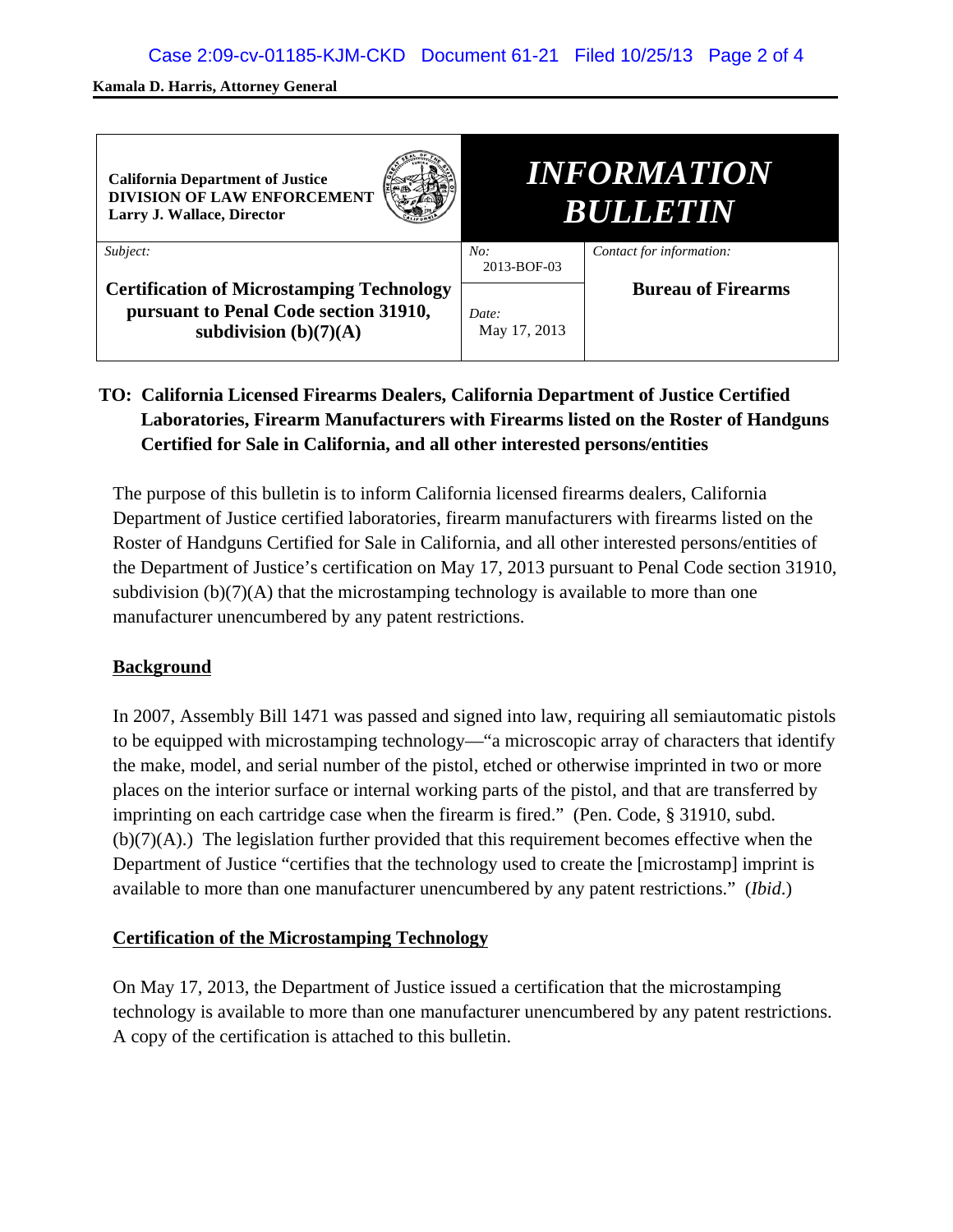**Kamala D. Harris, Attorney General**

| California Department of Justice<br>DIVISION OF LAW ENFORCEMENT<br>Larry J. Wallace, Director | | *INFORMATION BULLETIN* |
|---|---|---|
| *Subject:*<br>**Certification of Microstamping Technology pursuant to Penal Code section 31910, subdivision (b)(7)(A)** | *No:* 2013-BOF-03<br>*Date:* May 17, 2013 | *Contact for information:*<br>**Bureau of Firearms** |

**TO: California Licensed Firearms Dealers, California Department of Justice Certified Laboratories, Firearm Manufacturers with Firearms listed on the Roster of Handguns Certified for Sale in California, and all other interested persons/entities**

The purpose of this bulletin is to inform California licensed firearms dealers, California Department of Justice certified laboratories, firearm manufacturers with firearms listed on the Roster of Handguns Certified for Sale in California, and all other interested persons/entities of the Department of Justice's certification on May 17, 2013 pursuant to Penal Code section 31910, subdivision (b)(7)(A) that the microstamping technology is available to more than one manufacturer unencumbered by any patent restrictions.

## Background

In 2007, Assembly Bill 1471 was passed and signed into law, requiring all semiautomatic pistols to be equipped with microstamping technology—"a microscopic array of characters that identify the make, model, and serial number of the pistol, etched or otherwise imprinted in two or more places on the interior surface or internal working parts of the pistol, and that are transferred by imprinting on each cartridge case when the firearm is fired." (Pen. Code, § 31910, subd. (b)(7)(A).) The legislation further provided that this requirement becomes effective when the Department of Justice "certifies that the technology used to create the [microstamp] imprint is available to more than one manufacturer unencumbered by any patent restrictions." (*Ibid*.)

## Certification of the Microstamping Technology

On May 17, 2013, the Department of Justice issued a certification that the microstamping technology is available to more than one manufacturer unencumbered by any patent restrictions. A copy of the certification is attached to this bulletin.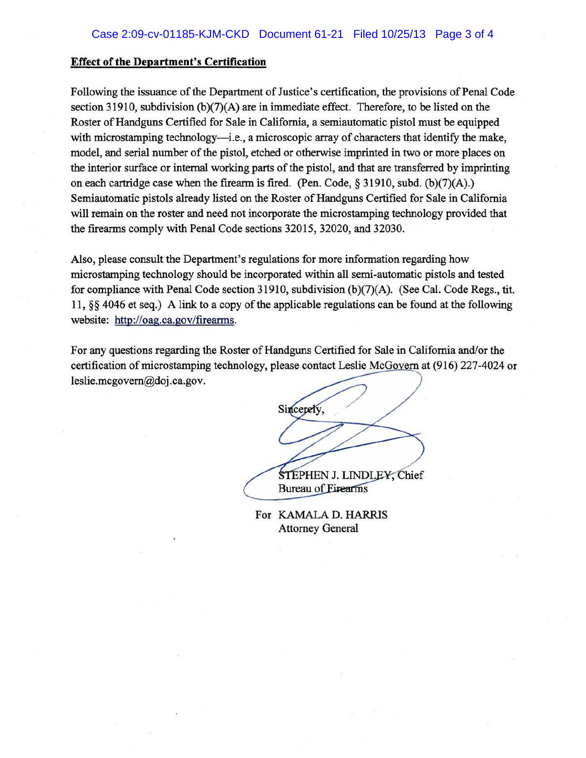**Effect of the Department's Certification**

Following the issuance of the Department of Justice's certification, the provisions of Penal Code section 31910, subdivision (b)(7)(A) are in immediate effect. Therefore, to be listed on the Roster of Handguns Certified for Sale in California, a semiautomatic pistol must be equipped with microstamping technology—i.e., a microscopic array of characters that identify the make, model, and serial number of the pistol, etched or otherwise imprinted in two or more places on the interior surface or internal working parts of the pistol, and that are transferred by imprinting on each cartridge case when the firearm is fired. (Pen. Code, § 31910, subd. (b)(7)(A).) Semiautomatic pistols already listed on the Roster of Handguns Certified for Sale in California will remain on the roster and need not incorporate the microstamping technology provided that the firearms comply with Penal Code sections 32015, 32020, and 32030.

Also, please consult the Department's regulations for more information regarding how microstamping technology should be incorporated within all semi-automatic pistols and tested for compliance with Penal Code section 31910, subdivision (b)(7)(A). (See Cal. Code Regs., tit. 11, §§ 4046 et seq.) A link to a copy of the applicable regulations can be found at the following website: http://oag.ca.gov/firearms.

For any questions regarding the Roster of Handguns Certified for Sale in California and/or the certification of microstamping technology, please contact Leslie McGovern at (916) 227-4024 or leslie.mcgovern@doj.ca.gov.

Sincerely,

STEPHEN J. LINDLEY, Chief
Bureau of Firearms

For KAMALA D. HARRIS
Attorney General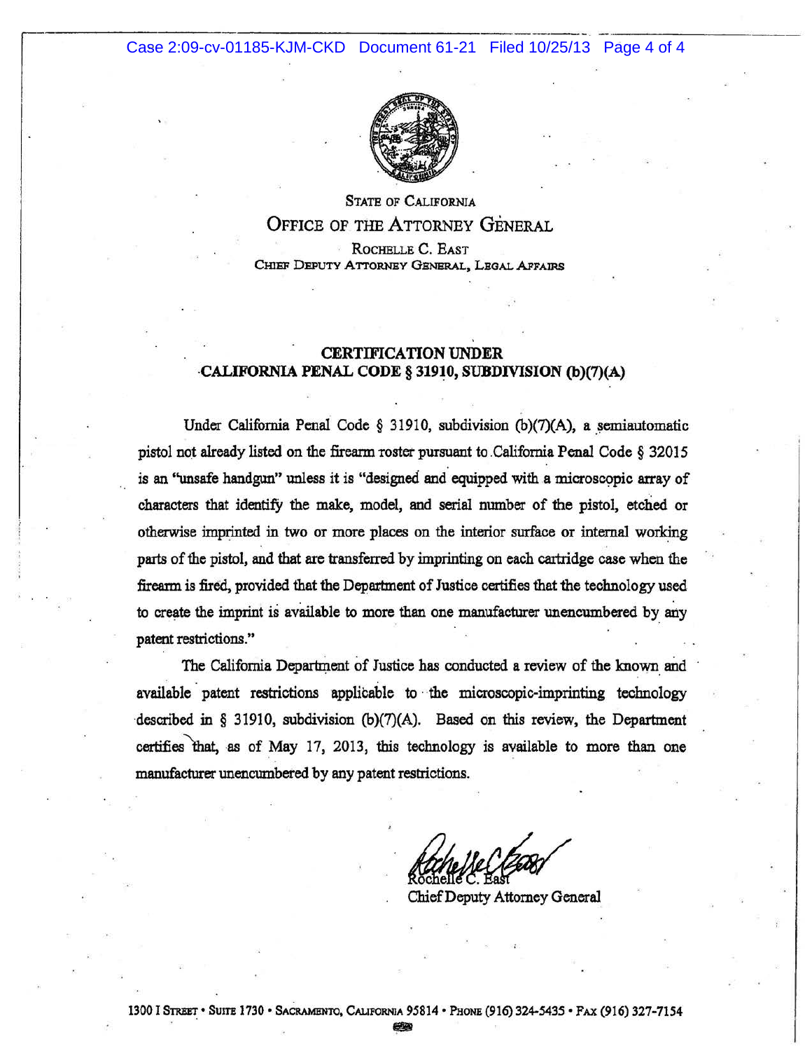STATE OF CALIFORNIA

OFFICE OF THE ATTORNEY GENERAL

ROCHELLE C. EAST

CHIEF DEPUTY ATTORNEY GENERAL, LEGAL AFFAIRS

**CERTIFICATION UNDER CALIFORNIA PENAL CODE § 31910, SUBDIVISION (b)(7)(A)**

Under California Penal Code § 31910, subdivision (b)(7)(A), a semiautomatic pistol not already listed on the firearm roster pursuant to California Penal Code § 32015 is an "unsafe handgun" unless it is "designed and equipped with a microscopic array of characters that identify the make, model, and serial number of the pistol, etched or otherwise imprinted in two or more places on the interior surface or internal working parts of the pistol, and that are transferred by imprinting on each cartridge case when the firearm is fired, provided that the Department of Justice certifies that the technology used to create the imprint is available to more than one manufacturer unencumbered by any patent restrictions."

The California Department of Justice has conducted a review of the known and available patent restrictions applicable to the microscopic-imprinting technology described in § 31910, subdivision (b)(7)(A). Based on this review, the Department certifies that, as of May 17, 2013, this technology is available to more than one manufacturer unencumbered by any patent restrictions.

Rochelle C. East
Chief Deputy Attorney General

1300 I STREET • SUITE 1730 • SACRAMENTO, CALIFORNIA 95814 • PHONE (916) 324-5435 • FAX (916) 327-7154